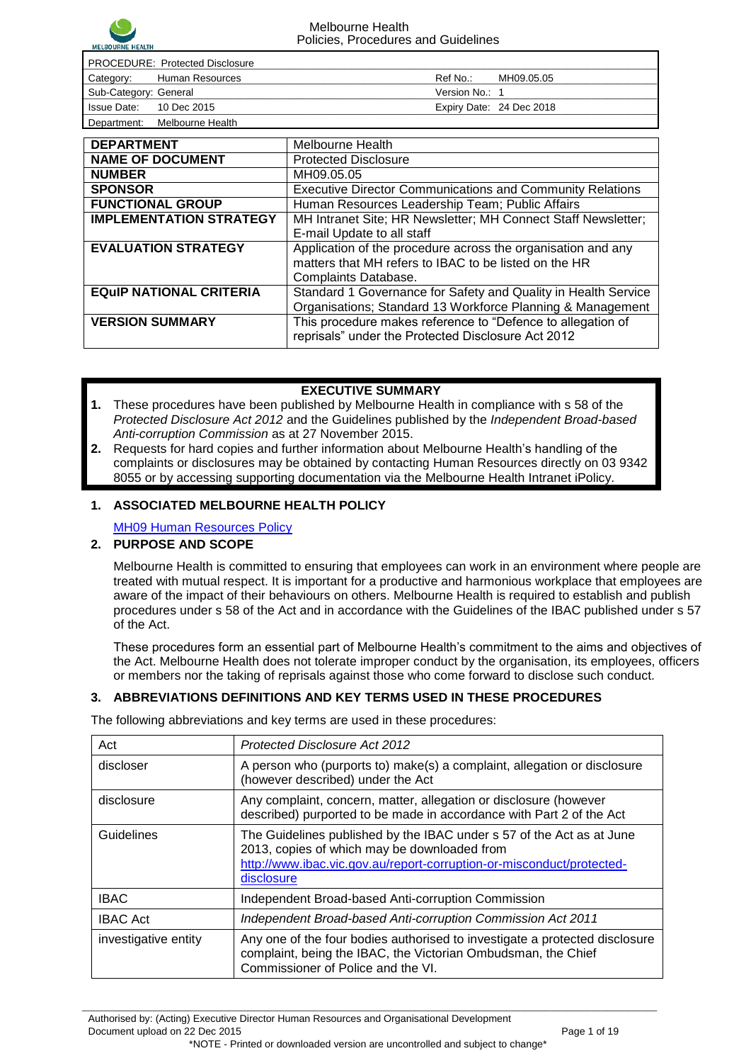| PROCEDURE: Protected Disclosure | |
| --- | --- |
| Category: Human Resources | Ref No.: MH09.05.05 |
| Sub-Category: General | Version No.: 1 |
| Issue Date: 10 Dec 2015 | Expiry Date: 24 Dec 2018 |
| Department: Melbourne Health | |

| **DEPARTMENT** | Melbourne Health |
| --- | --- |
| **NAME OF DOCUMENT** | Protected Disclosure |
| **NUMBER** | MH09.05.05 |
| **SPONSOR** | Executive Director Communications and Community Relations |
| **FUNCTIONAL GROUP** | Human Resources Leadership Team; Public Affairs |
| **IMPLEMENTATION STRATEGY** | MH Intranet Site; HR Newsletter; MH Connect Staff Newsletter; E-mail Update to all staff |
| **EVALUATION STRATEGY** | Application of the procedure across the organisation and any matters that MH refers to IBAC to be listed on the HR Complaints Database. |
| **EQuIP NATIONAL CRITERIA** | Standard 1 Governance for Safety and Quality in Health Service Organisations; Standard 13 Workforce Planning & Management |
| **VERSION SUMMARY** | This procedure makes reference to "Defence to allegation of reprisals" under the Protected Disclosure Act 2012 |

**EXECUTIVE SUMMARY**

1. These procedures have been published by Melbourne Health in compliance with s 58 of the *Protected Disclosure Act 2012* and the Guidelines published by the *Independent Broad-based Anti-corruption Commission* as at 27 November 2015.
2. Requests for hard copies and further information about Melbourne Health's handling of the complaints or disclosures may be obtained by contacting Human Resources directly on 03 9342 8055 or by accessing supporting documentation via the Melbourne Health Intranet iPolicy.

## 1. ASSOCIATED MELBOURNE HEALTH POLICY

[MH09 Human Resources Policy]

## 2. PURPOSE AND SCOPE

Melbourne Health is committed to ensuring that employees can work in an environment where people are treated with mutual respect. It is important for a productive and harmonious workplace that employees are aware of the impact of their behaviours on others. Melbourne Health is required to establish and publish procedures under s 58 of the Act and in accordance with the Guidelines of the IBAC published under s 57 of the Act.

These procedures form an essential part of Melbourne Health's commitment to the aims and objectives of the Act. Melbourne Health does not tolerate improper conduct by the organisation, its employees, officers or members nor the taking of reprisals against those who come forward to disclose such conduct.

## 3. ABBREVIATIONS DEFINITIONS AND KEY TERMS USED IN THESE PROCEDURES

The following abbreviations and key terms are used in these procedures:

| Term | Definition |
| --- | --- |
| Act | *Protected Disclosure Act 2012* |
| discloser | A person who (purports to) make(s) a complaint, allegation or disclosure (however described) under the Act |
| disclosure | Any complaint, concern, matter, allegation or disclosure (however described) purported to be made in accordance with Part 2 of the Act |
| Guidelines | The Guidelines published by the IBAC under s 57 of the Act as at June 2013, copies of which may be downloaded from http://www.ibac.vic.gov.au/report-corruption-or-misconduct/protected-disclosure |
| IBAC | Independent Broad-based Anti-corruption Commission |
| IBAC Act | *Independent Broad-based Anti-corruption Commission Act 2011* |
| investigative entity | Any one of the four bodies authorised to investigate a protected disclosure complaint, being the IBAC, the Victorian Ombudsman, the Chief Commissioner of Police and the VI. |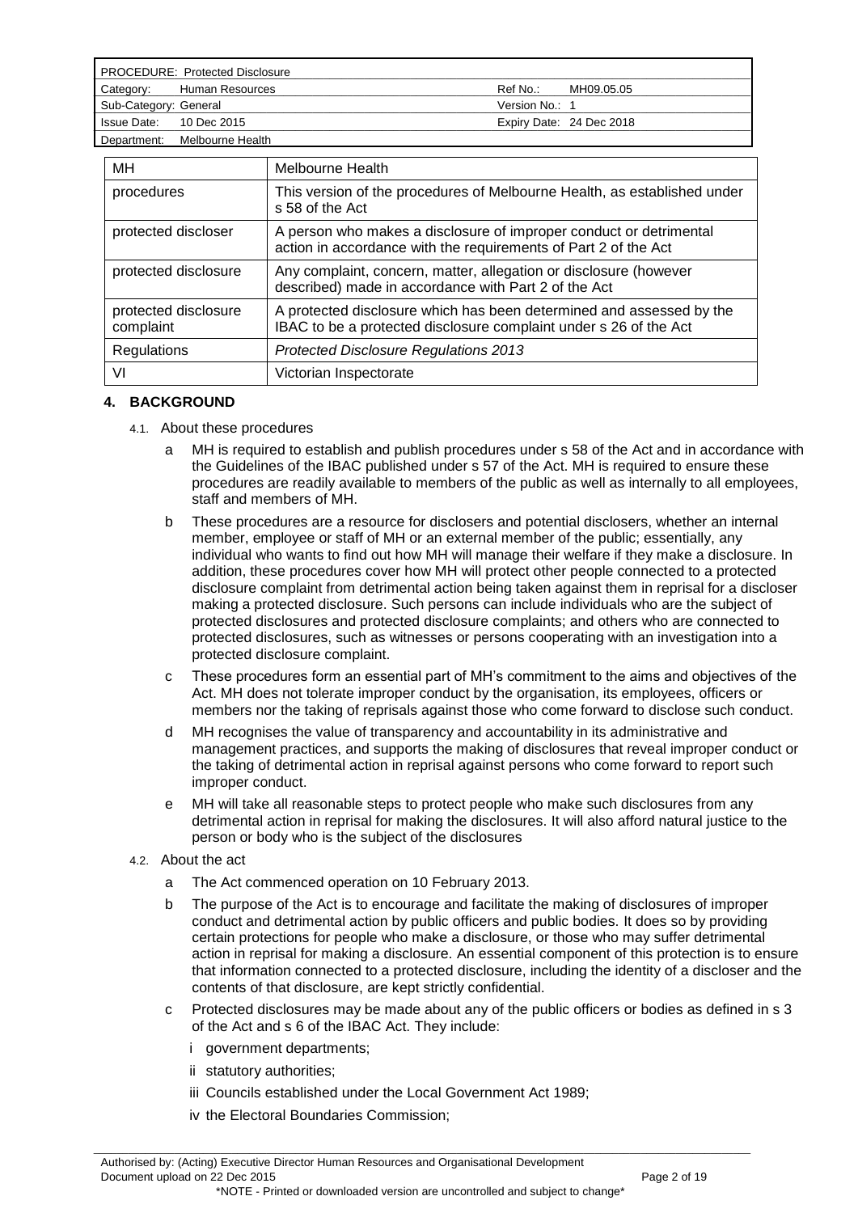| MH | Melbourne Health |
| --- | --- |
| procedures | This version of the procedures of Melbourne Health, as established under s 58 of the Act |
| protected discloser | A person who makes a disclosure of improper conduct or detrimental action in accordance with the requirements of Part 2 of the Act |
| protected disclosure | Any complaint, concern, matter, allegation or disclosure (however described) made in accordance with Part 2 of the Act |
| protected disclosure complaint | A protected disclosure which has been determined and assessed by the IBAC to be a protected disclosure complaint under s 26 of the Act |
| Regulations | *Protected Disclosure Regulations 2013* |
| VI | Victorian Inspectorate |

## 4. BACKGROUND

4.1. About these procedures

- a MH is required to establish and publish procedures under s 58 of the Act and in accordance with the Guidelines of the IBAC published under s 57 of the Act. MH is required to ensure these procedures are readily available to members of the public as well as internally to all employees, staff and members of MH.
- b These procedures are a resource for disclosers and potential disclosers, whether an internal member, employee or staff of MH or an external member of the public; essentially, any individual who wants to find out how MH will manage their welfare if they make a disclosure. In addition, these procedures cover how MH will protect other people connected to a protected disclosure complaint from detrimental action being taken against them in reprisal for a discloser making a protected disclosure. Such persons can include individuals who are the subject of protected disclosures and protected disclosure complaints; and others who are connected to protected disclosures, such as witnesses or persons cooperating with an investigation into a protected disclosure complaint.
- c These procedures form an essential part of MH's commitment to the aims and objectives of the Act. MH does not tolerate improper conduct by the organisation, its employees, officers or members nor the taking of reprisals against those who come forward to disclose such conduct.
- d MH recognises the value of transparency and accountability in its administrative and management practices, and supports the making of disclosures that reveal improper conduct or the taking of detrimental action in reprisal against persons who come forward to report such improper conduct.
- e MH will take all reasonable steps to protect people who make such disclosures from any detrimental action in reprisal for making the disclosures. It will also afford natural justice to the person or body who is the subject of the disclosures

4.2. About the act

- a The Act commenced operation on 10 February 2013.
- b The purpose of the Act is to encourage and facilitate the making of disclosures of improper conduct and detrimental action by public officers and public bodies. It does so by providing certain protections for people who make a disclosure, or those who may suffer detrimental action in reprisal for making a disclosure. An essential component of this protection is to ensure that information connected to a protected disclosure, including the identity of a discloser and the contents of that disclosure, are kept strictly confidential.
- c Protected disclosures may be made about any of the public officers or bodies as defined in s 3 of the Act and s 6 of the IBAC Act. They include:
  - i government departments;
  - ii statutory authorities;
  - iii Councils established under the Local Government Act 1989;
  - iv the Electoral Boundaries Commission;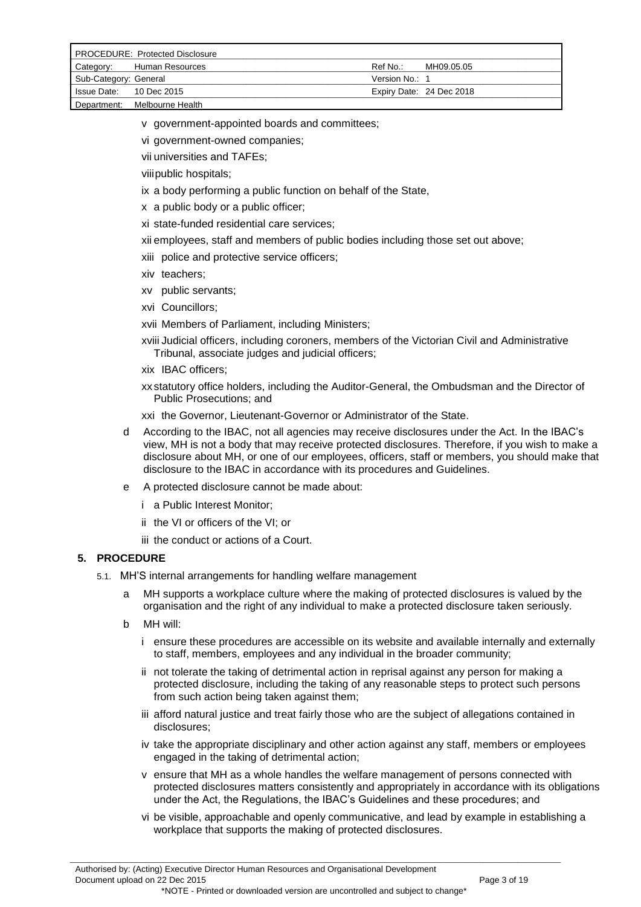v government-appointed boards and committees;

vi government-owned companies;

vii universities and TAFEs;

viii public hospitals;

ix a body performing a public function on behalf of the State,

x a public body or a public officer;

xi state-funded residential care services;

xii employees, staff and members of public bodies including those set out above;

xiii police and protective service officers;

xiv teachers;

xv public servants;

xvi Councillors;

xvii Members of Parliament, including Ministers;

xviii Judicial officers, including coroners, members of the Victorian Civil and Administrative Tribunal, associate judges and judicial officers;

xix IBAC officers;

xx statutory office holders, including the Auditor-General, the Ombudsman and the Director of Public Prosecutions; and

xxi the Governor, Lieutenant-Governor or Administrator of the State.

d According to the IBAC, not all agencies may receive disclosures under the Act. In the IBAC's view, MH is not a body that may receive protected disclosures. Therefore, if you wish to make a disclosure about MH, or one of our employees, officers, staff or members, you should make that disclosure to the IBAC in accordance with its procedures and Guidelines.

e A protected disclosure cannot be made about:

i a Public Interest Monitor;

ii the VI or officers of the VI; or

iii the conduct or actions of a Court.

## 5. PROCEDURE

5.1. MH'S internal arrangements for handling welfare management

a MH supports a workplace culture where the making of protected disclosures is valued by the organisation and the right of any individual to make a protected disclosure taken seriously.

b MH will:

i ensure these procedures are accessible on its website and available internally and externally to staff, members, employees and any individual in the broader community;

ii not tolerate the taking of detrimental action in reprisal against any person for making a protected disclosure, including the taking of any reasonable steps to protect such persons from such action being taken against them;

iii afford natural justice and treat fairly those who are the subject of allegations contained in disclosures;

iv take the appropriate disciplinary and other action against any staff, members or employees engaged in the taking of detrimental action;

v ensure that MH as a whole handles the welfare management of persons connected with protected disclosures matters consistently and appropriately in accordance with its obligations under the Act, the Regulations, the IBAC's Guidelines and these procedures; and

vi be visible, approachable and openly communicative, and lead by example in establishing a workplace that supports the making of protected disclosures.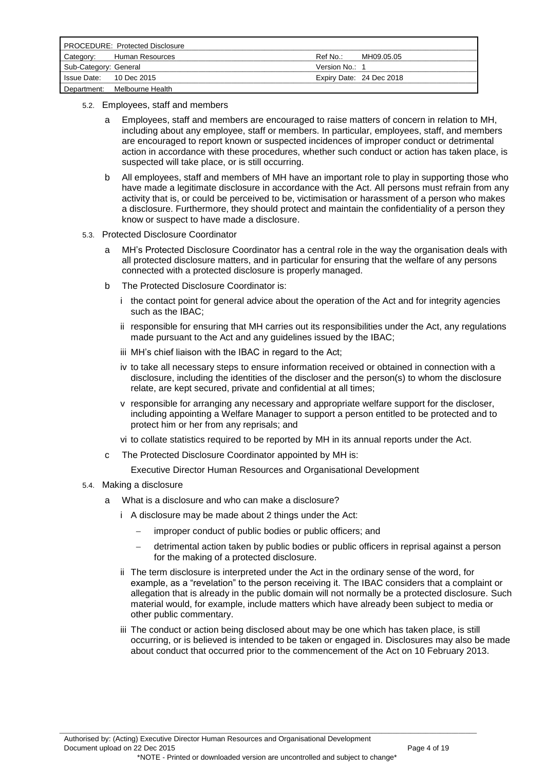### 5.2. Employees, staff and members

a. Employees, staff and members are encouraged to raise matters of concern in relation to MH, including about any employee, staff or members. In particular, employees, staff, and members are encouraged to report known or suspected incidences of improper conduct or detrimental action in accordance with these procedures, whether such conduct or action has taken place, is suspected will take place, or is still occurring.

b. All employees, staff and members of MH have an important role to play in supporting those who have made a legitimate disclosure in accordance with the Act. All persons must refrain from any activity that is, or could be perceived to be, victimisation or harassment of a person who makes a disclosure. Furthermore, they should protect and maintain the confidentiality of a person they know or suspect to have made a disclosure.

### 5.3. Protected Disclosure Coordinator

a. MH's Protected Disclosure Coordinator has a central role in the way the organisation deals with all protected disclosure matters, and in particular for ensuring that the welfare of any persons connected with a protected disclosure is properly managed.

b. The Protected Disclosure Coordinator is:

   i. the contact point for general advice about the operation of the Act and for integrity agencies such as the IBAC;

   ii. responsible for ensuring that MH carries out its responsibilities under the Act, any regulations made pursuant to the Act and any guidelines issued by the IBAC;

   iii. MH's chief liaison with the IBAC in regard to the Act;

   iv. to take all necessary steps to ensure information received or obtained in connection with a disclosure, including the identities of the discloser and the person(s) to whom the disclosure relate, are kept secured, private and confidential at all times;

   v. responsible for arranging any necessary and appropriate welfare support for the discloser, including appointing a Welfare Manager to support a person entitled to be protected and to protect him or her from any reprisals; and

   vi. to collate statistics required to be reported by MH in its annual reports under the Act.

c. The Protected Disclosure Coordinator appointed by MH is:

   Executive Director Human Resources and Organisational Development

### 5.4. Making a disclosure

a. What is a disclosure and who can make a disclosure?

   i. A disclosure may be made about 2 things under the Act:

      - improper conduct of public bodies or public officers; and
      - detrimental action taken by public bodies or public officers in reprisal against a person for the making of a protected disclosure.

   ii. The term disclosure is interpreted under the Act in the ordinary sense of the word, for example, as a "revelation" to the person receiving it. The IBAC considers that a complaint or allegation that is already in the public domain will not normally be a protected disclosure. Such material would, for example, include matters which have already been subject to media or other public commentary.

   iii. The conduct or action being disclosed about may be one which has taken place, is still occurring, or is believed is intended to be taken or engaged in. Disclosures may also be made about conduct that occurred prior to the commencement of the Act on 10 February 2013.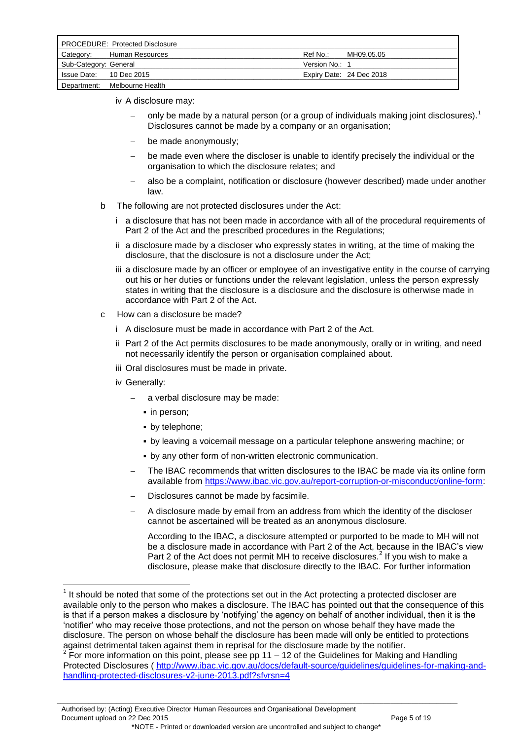iv A disclosure may:

- only be made by a natural person (or a group of individuals making joint disclosures).[1] Disclosures cannot be made by a company or an organisation;
- be made anonymously;
- be made even where the discloser is unable to identify precisely the individual or the organisation to which the disclosure relates; and
- also be a complaint, notification or disclosure (however described) made under another law.

b The following are not protected disclosures under the Act:

i a disclosure that has not been made in accordance with all of the procedural requirements of Part 2 of the Act and the prescribed procedures in the Regulations;

ii a disclosure made by a discloser who expressly states in writing, at the time of making the disclosure, that the disclosure is not a disclosure under the Act;

iii a disclosure made by an officer or employee of an investigative entity in the course of carrying out his or her duties or functions under the relevant legislation, unless the person expressly states in writing that the disclosure is a disclosure and the disclosure is otherwise made in accordance with Part 2 of the Act.

c How can a disclosure be made?

i A disclosure must be made in accordance with Part 2 of the Act.

ii Part 2 of the Act permits disclosures to be made anonymously, orally or in writing, and need not necessarily identify the person or organisation complained about.

iii Oral disclosures must be made in private.

iv Generally:

- a verbal disclosure may be made:
  - in person;
  - by telephone;
  - by leaving a voicemail message on a particular telephone answering machine; or
  - by any other form of non-written electronic communication.
- The IBAC recommends that written disclosures to the IBAC be made via its online form available from https://www.ibac.vic.gov.au/report-corruption-or-misconduct/online-form:
- Disclosures cannot be made by facsimile.
- A disclosure made by email from an address from which the identity of the discloser cannot be ascertained will be treated as an anonymous disclosure.
- According to the IBAC, a disclosure attempted or purported to be made to MH will not be a disclosure made in accordance with Part 2 of the Act, because in the IBAC's view Part 2 of the Act does not permit MH to receive disclosures.[2] If you wish to make a disclosure, please make that disclosure directly to the IBAC. For further information

---

[1] It should be noted that some of the protections set out in the Act protecting a protected discloser are available only to the person who makes a disclosure. The IBAC has pointed out that the consequence of this is that if a person makes a disclosure by 'notifying' the agency on behalf of another individual, then it is the 'notifier' who may receive those protections, and not the person on whose behalf they have made the disclosure. The person on whose behalf the disclosure has been made will only be entitled to protections against detrimental taken against them in reprisal for the disclosure made by the notifier.

[2] For more information on this point, please see pp 11 – 12 of the Guidelines for Making and Handling Protected Disclosures ( http://www.ibac.vic.gov.au/docs/default-source/guidelines/guidelines-for-making-and-handling-protected-disclosures-v2-june-2013.pdf?sfvrsn=4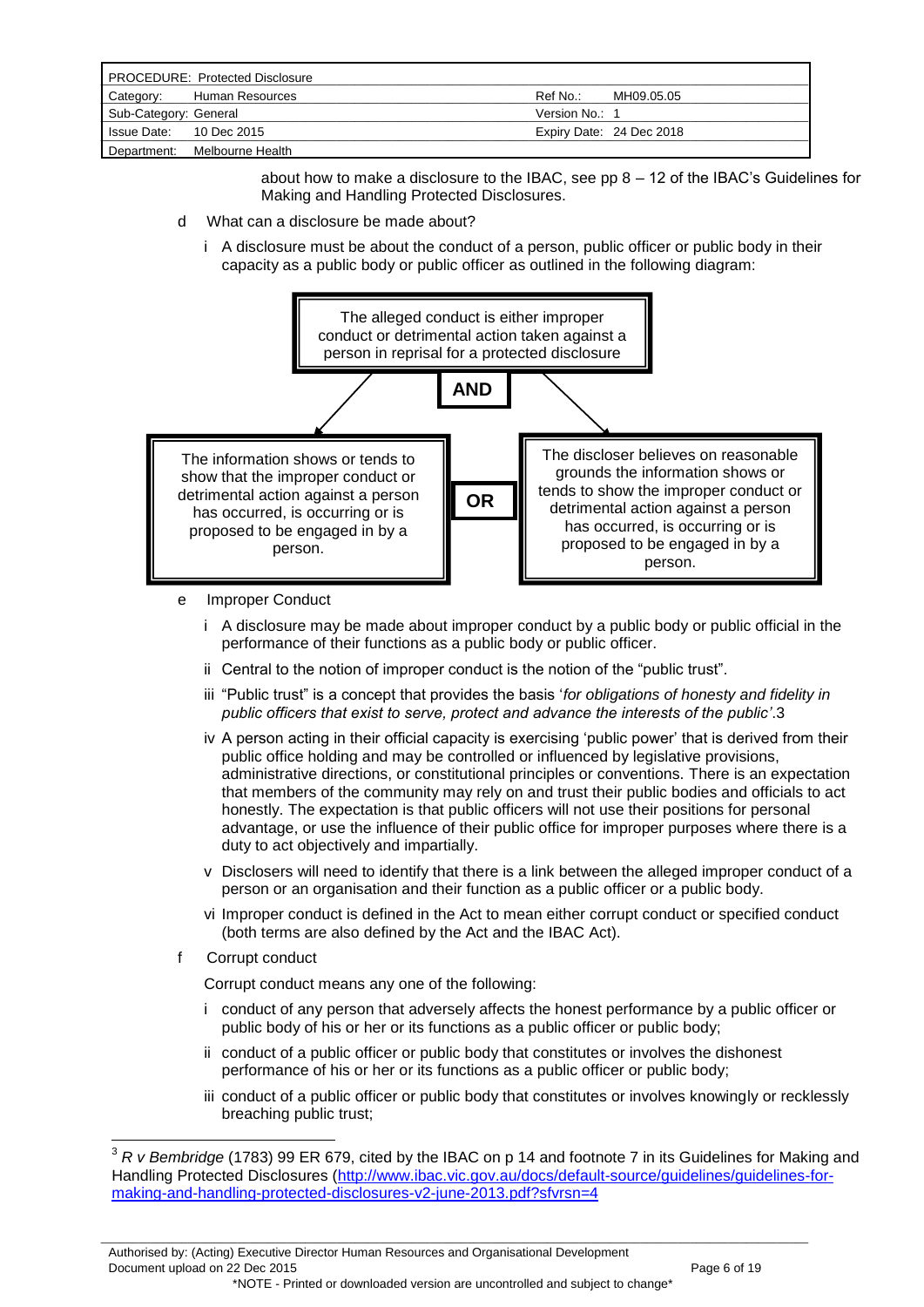about how to make a disclosure to the IBAC, see pp 8 – 12 of the IBAC's Guidelines for Making and Handling Protected Disclosures.

d What can a disclosure be made about?

i A disclosure must be about the conduct of a person, public officer or public body in their capacity as a public body or public officer as outlined in the following diagram:

The alleged conduct is either improper conduct or detrimental action taken against a person in reprisal for a protected disclosure

**AND**

The information shows or tends to show that the improper conduct or detrimental action against a person has occurred, is occurring or is proposed to be engaged in by a person.

**OR**

The discloser believes on reasonable grounds the information shows or tends to show the improper conduct or detrimental action against a person has occurred, is occurring or is proposed to be engaged in by a person.

e Improper Conduct

i A disclosure may be made about improper conduct by a public body or public official in the performance of their functions as a public body or public officer.

ii Central to the notion of improper conduct is the notion of the "public trust".

iii "Public trust" is a concept that provides the basis '*for obligations of honesty and fidelity in public officers that exist to serve, protect and advance the interests of the public'*.[3]

iv A person acting in their official capacity is exercising 'public power' that is derived from their public office holding and may be controlled or influenced by legislative provisions, administrative directions, or constitutional principles or conventions. There is an expectation that members of the community may rely on and trust their public bodies and officials to act honestly. The expectation is that public officers will not use their positions for personal advantage, or use the influence of their public office for improper purposes where there is a duty to act objectively and impartially.

v Disclosers will need to identify that there is a link between the alleged improper conduct of a person or an organisation and their function as a public officer or a public body.

vi Improper conduct is defined in the Act to mean either corrupt conduct or specified conduct (both terms are also defined by the Act and the IBAC Act).

f Corrupt conduct

Corrupt conduct means any one of the following:

i conduct of any person that adversely affects the honest performance by a public officer or public body of his or her or its functions as a public officer or public body;

ii conduct of a public officer or public body that constitutes or involves the dishonest performance of his or her or its functions as a public officer or public body;

iii conduct of a public officer or public body that constitutes or involves knowingly or recklessly breaching public trust;

---

[3] *R v Bembridge* (1783) 99 ER 679, cited by the IBAC on p 14 and footnote 7 in its Guidelines for Making and Handling Protected Disclosures (http://www.ibac.vic.gov.au/docs/default-source/guidelines/guidelines-for-making-and-handling-protected-disclosures-v2-june-2013.pdf?sfvrsn=4)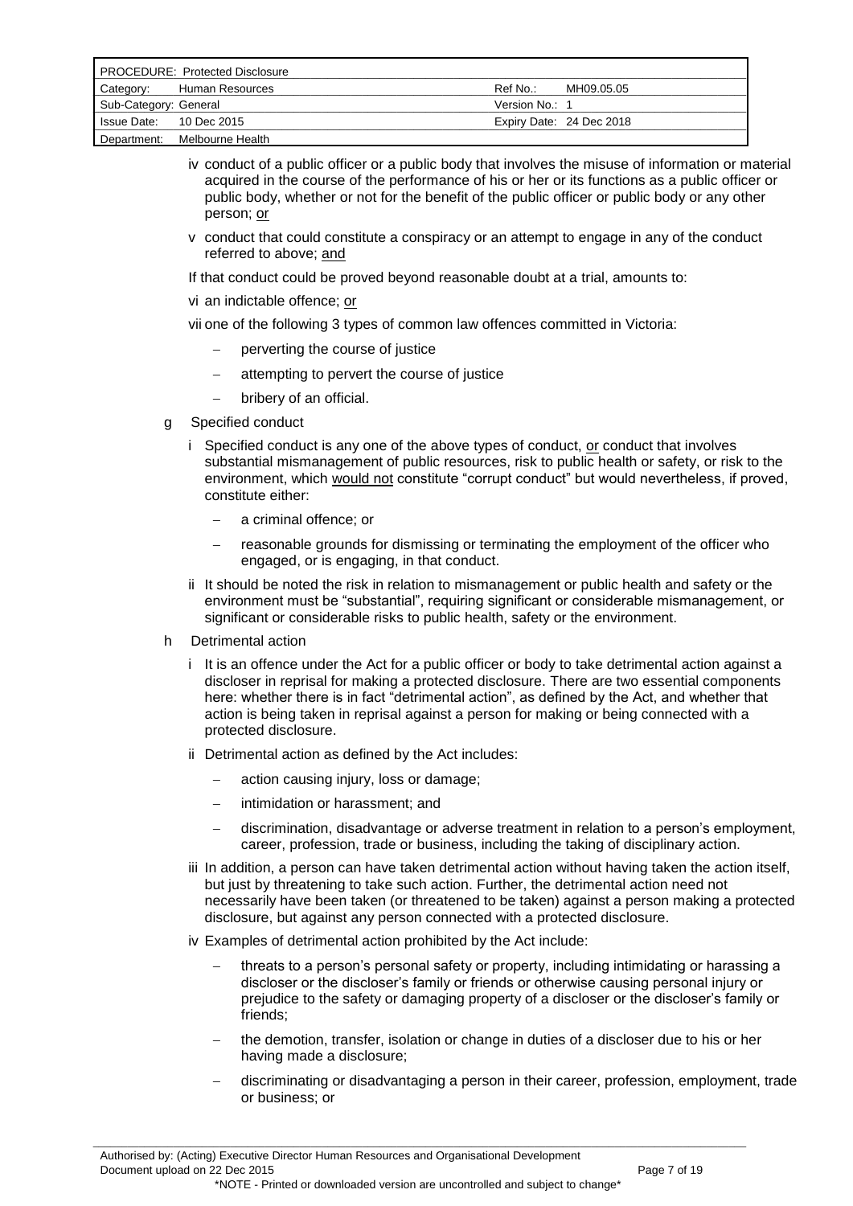iv conduct of a public officer or a public body that involves the misuse of information or material acquired in the course of the performance of his or her or its functions as a public officer or public body, whether or not for the benefit of the public officer or public body or any other person; <u>or</u>

v conduct that could constitute a conspiracy or an attempt to engage in any of the conduct referred to above; <u>and</u>

If that conduct could be proved beyond reasonable doubt at a trial, amounts to:

vi an indictable offence; <u>or</u>

vii one of the following 3 types of common law offences committed in Victoria:

- perverting the course of justice
- attempting to pervert the course of justice
- bribery of an official.

g Specified conduct

i Specified conduct is any one of the above types of conduct, <u>or</u> conduct that involves substantial mismanagement of public resources, risk to public health or safety, or risk to the environment, which <u>would not</u> constitute "corrupt conduct" but would nevertheless, if proved, constitute either:

- a criminal offence; or
- reasonable grounds for dismissing or terminating the employment of the officer who engaged, or is engaging, in that conduct.

ii It should be noted the risk in relation to mismanagement or public health and safety or the environment must be "substantial", requiring significant or considerable mismanagement, or significant or considerable risks to public health, safety or the environment.

h Detrimental action

i It is an offence under the Act for a public officer or body to take detrimental action against a discloser in reprisal for making a protected disclosure. There are two essential components here: whether there is in fact "detrimental action", as defined by the Act, and whether that action is being taken in reprisal against a person for making or being connected with a protected disclosure.

ii Detrimental action as defined by the Act includes:

- action causing injury, loss or damage;
- intimidation or harassment; and
- discrimination, disadvantage or adverse treatment in relation to a person's employment, career, profession, trade or business, including the taking of disciplinary action.

iii In addition, a person can have taken detrimental action without having taken the action itself, but just by threatening to take such action. Further, the detrimental action need not necessarily have been taken (or threatened to be taken) against a person making a protected disclosure, but against any person connected with a protected disclosure.

iv Examples of detrimental action prohibited by the Act include:

- threats to a person's personal safety or property, including intimidating or harassing a discloser or the discloser's family or friends or otherwise causing personal injury or prejudice to the safety or damaging property of a discloser or the discloser's family or friends;
- the demotion, transfer, isolation or change in duties of a discloser due to his or her having made a disclosure;
- discriminating or disadvantaging a person in their career, profession, employment, trade or business; or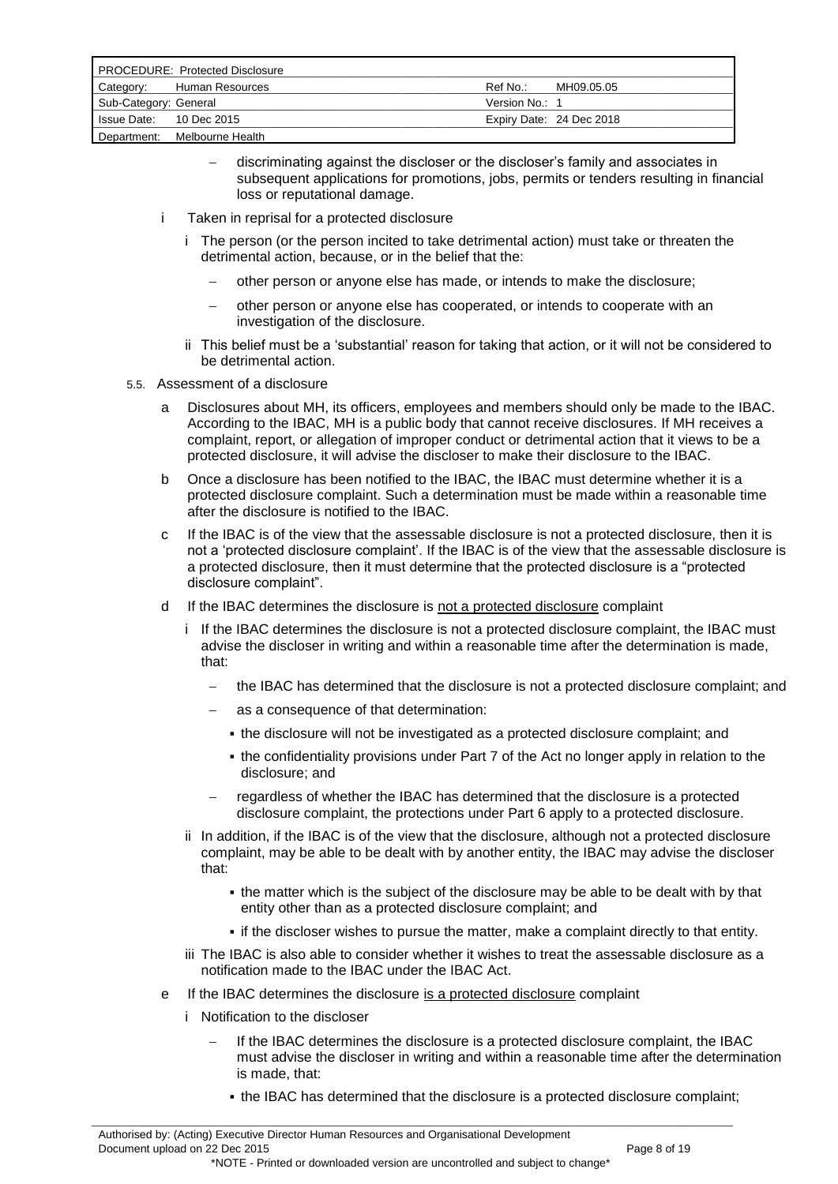- discriminating against the discloser or the discloser's family and associates in subsequent applications for promotions, jobs, permits or tenders resulting in financial loss or reputational damage.

i Taken in reprisal for a protected disclosure

  i The person (or the person incited to take detrimental action) must take or threaten the detrimental action, because, or in the belief that the:

  - other person or anyone else has made, or intends to make the disclosure;
  - other person or anyone else has cooperated, or intends to cooperate with an investigation of the disclosure.

  ii This belief must be a 'substantial' reason for taking that action, or it will not be considered to be detrimental action.

5.5. Assessment of a disclosure

a Disclosures about MH, its officers, employees and members should only be made to the IBAC. According to the IBAC, MH is a public body that cannot receive disclosures. If MH receives a complaint, report, or allegation of improper conduct or detrimental action that it views to be a protected disclosure, it will advise the discloser to make their disclosure to the IBAC.

b Once a disclosure has been notified to the IBAC, the IBAC must determine whether it is a protected disclosure complaint. Such a determination must be made within a reasonable time after the disclosure is notified to the IBAC.

c If the IBAC is of the view that the assessable disclosure is not a protected disclosure, then it is not a 'protected disclosure complaint'. If the IBAC is of the view that the assessable disclosure is a protected disclosure, then it must determine that the protected disclosure is a "protected disclosure complaint".

d If the IBAC determines the disclosure is <u>not a protected disclosure</u> complaint

  i If the IBAC determines the disclosure is not a protected disclosure complaint, the IBAC must advise the discloser in writing and within a reasonable time after the determination is made, that:

  - the IBAC has determined that the disclosure is not a protected disclosure complaint; and
  - as a consequence of that determination:
    - the disclosure will not be investigated as a protected disclosure complaint; and
    - the confidentiality provisions under Part 7 of the Act no longer apply in relation to the disclosure; and
  - regardless of whether the IBAC has determined that the disclosure is a protected disclosure complaint, the protections under Part 6 apply to a protected disclosure.

  ii In addition, if the IBAC is of the view that the disclosure, although not a protected disclosure complaint, may be able to be dealt with by another entity, the IBAC may advise the discloser that:

    - the matter which is the subject of the disclosure may be able to be dealt with by that entity other than as a protected disclosure complaint; and
    - if the discloser wishes to pursue the matter, make a complaint directly to that entity.

  iii The IBAC is also able to consider whether it wishes to treat the assessable disclosure as a notification made to the IBAC under the IBAC Act.

e If the IBAC determines the disclosure <u>is a protected disclosure</u> complaint

  i Notification to the discloser

  - If the IBAC determines the disclosure is a protected disclosure complaint, the IBAC must advise the discloser in writing and within a reasonable time after the determination is made, that:
    - the IBAC has determined that the disclosure is a protected disclosure complaint;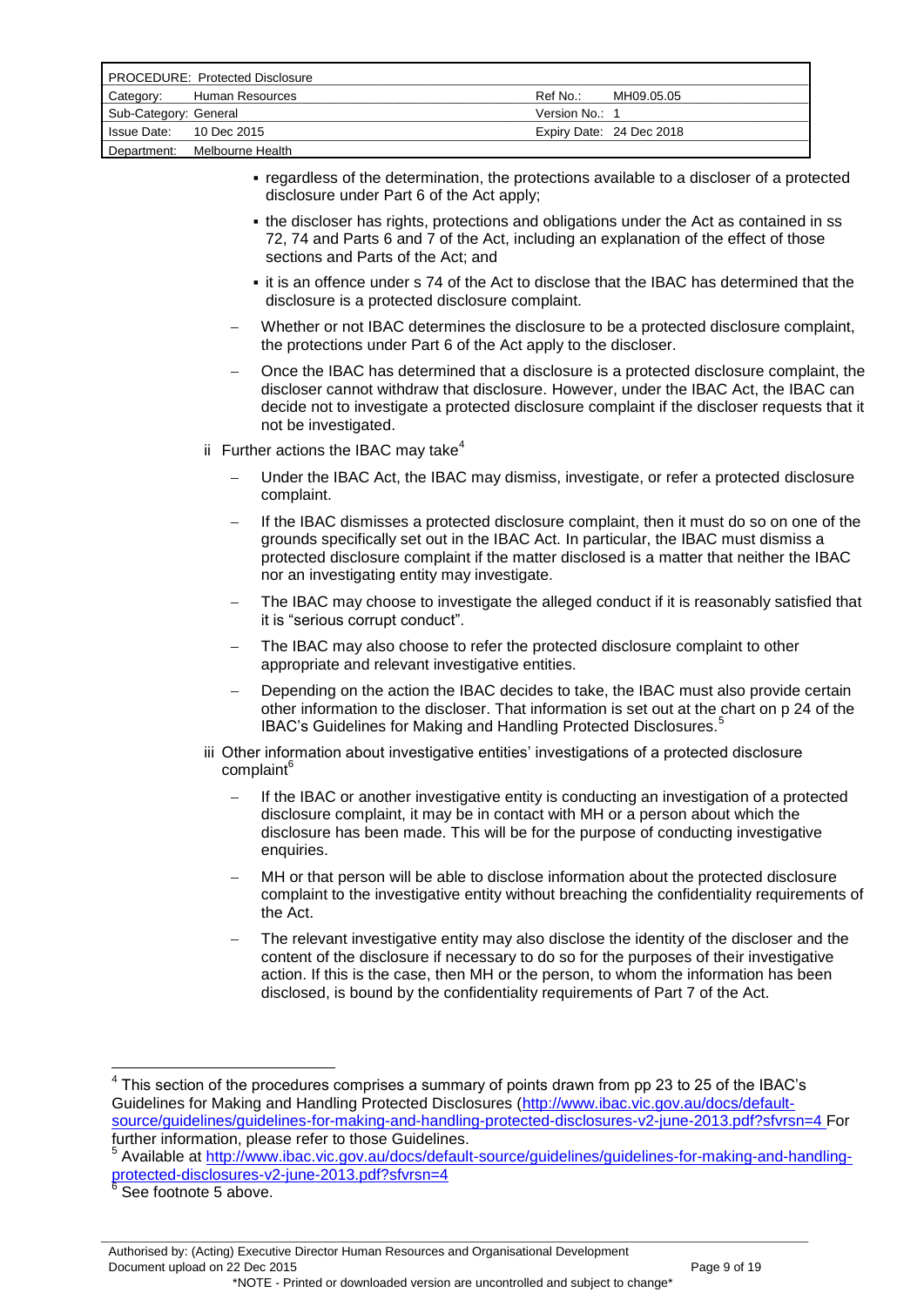- regardless of the determination, the protections available to a discloser of a protected disclosure under Part 6 of the Act apply;
- the discloser has rights, protections and obligations under the Act as contained in ss 72, 74 and Parts 6 and 7 of the Act, including an explanation of the effect of those sections and Parts of the Act; and
- it is an offence under s 74 of the Act to disclose that the IBAC has determined that the disclosure is a protected disclosure complaint.

- Whether or not IBAC determines the disclosure to be a protected disclosure complaint, the protections under Part 6 of the Act apply to the discloser.
- Once the IBAC has determined that a disclosure is a protected disclosure complaint, the discloser cannot withdraw that disclosure. However, under the IBAC Act, the IBAC can decide not to investigate a protected disclosure complaint if the discloser requests that it not be investigated.

ii Further actions the IBAC may take[4]

- Under the IBAC Act, the IBAC may dismiss, investigate, or refer a protected disclosure complaint.
- If the IBAC dismisses a protected disclosure complaint, then it must do so on one of the grounds specifically set out in the IBAC Act. In particular, the IBAC must dismiss a protected disclosure complaint if the matter disclosed is a matter that neither the IBAC nor an investigating entity may investigate.
- The IBAC may choose to investigate the alleged conduct if it is reasonably satisfied that it is "serious corrupt conduct".
- The IBAC may also choose to refer the protected disclosure complaint to other appropriate and relevant investigative entities.
- Depending on the action the IBAC decides to take, the IBAC must also provide certain other information to the discloser. That information is set out at the chart on p 24 of the IBAC's Guidelines for Making and Handling Protected Disclosures.[5]

iii Other information about investigative entities' investigations of a protected disclosure complaint[6]

- If the IBAC or another investigative entity is conducting an investigation of a protected disclosure complaint, it may be in contact with MH or a person about which the disclosure has been made. This will be for the purpose of conducting investigative enquiries.
- MH or that person will be able to disclose information about the protected disclosure complaint to the investigative entity without breaching the confidentiality requirements of the Act.
- The relevant investigative entity may also disclose the identity of the discloser and the content of the disclosure if necessary to do so for the purposes of their investigative action. If this is the case, then MH or the person, to whom the information has been disclosed, is bound by the confidentiality requirements of Part 7 of the Act.

---

[4] This section of the procedures comprises a summary of points drawn from pp 23 to 25 of the IBAC's Guidelines for Making and Handling Protected Disclosures (http://www.ibac.vic.gov.au/docs/default-source/guidelines/guidelines-for-making-and-handling-protected-disclosures-v2-june-2013.pdf?sfvrsn=4 For further information, please refer to those Guidelines.

[5] Available at http://www.ibac.vic.gov.au/docs/default-source/guidelines/guidelines-for-making-and-handling-protected-disclosures-v2-june-2013.pdf?sfvrsn=4

[6] See footnote 5 above.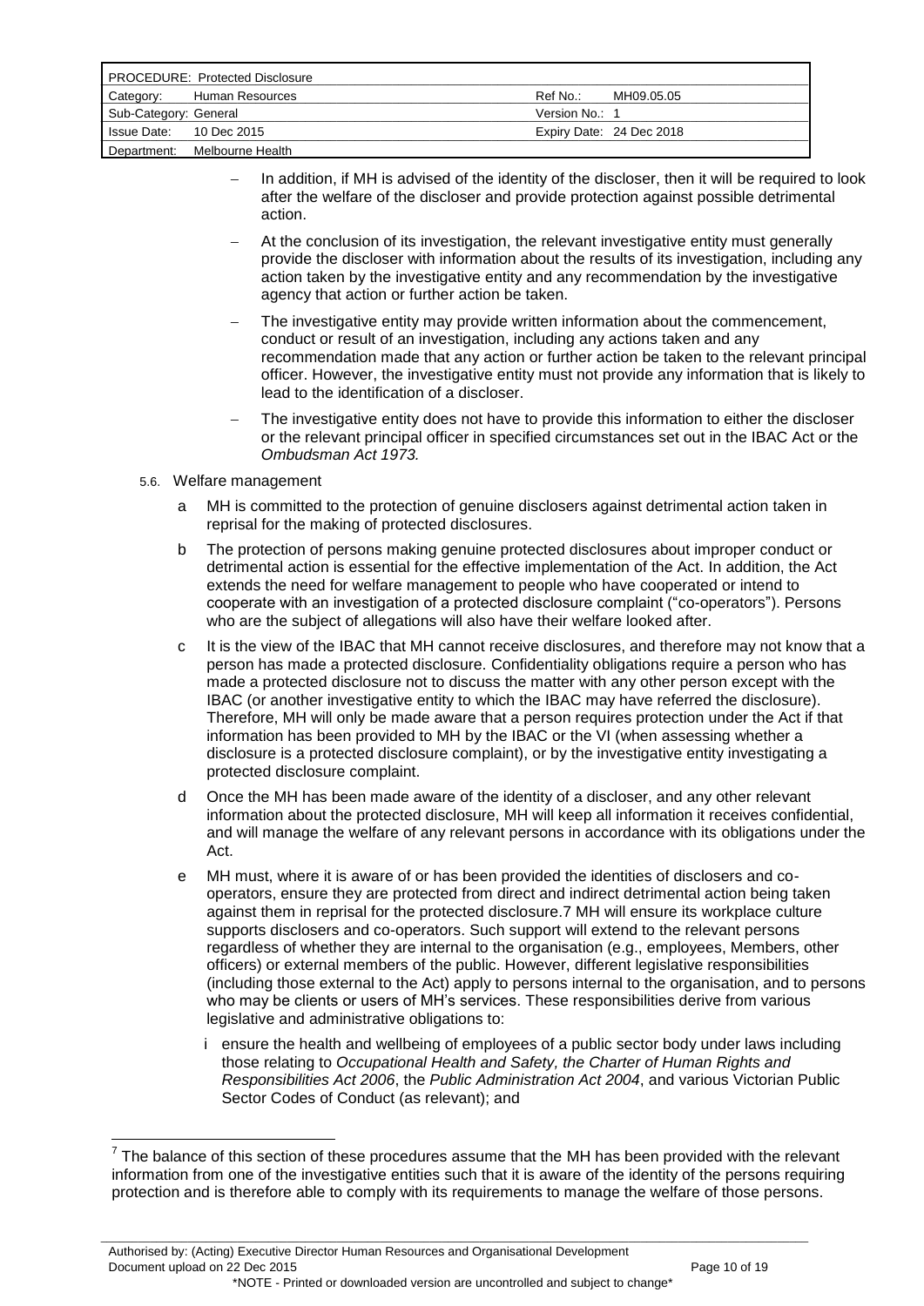- In addition, if MH is advised of the identity of the discloser, then it will be required to look after the welfare of the discloser and provide protection against possible detrimental action.
- At the conclusion of its investigation, the relevant investigative entity must generally provide the discloser with information about the results of its investigation, including any action taken by the investigative entity and any recommendation by the investigative agency that action or further action be taken.
- The investigative entity may provide written information about the commencement, conduct or result of an investigation, including any actions taken and any recommendation made that any action or further action be taken to the relevant principal officer. However, the investigative entity must not provide any information that is likely to lead to the identification of a discloser.
- The investigative entity does not have to provide this information to either the discloser or the relevant principal officer in specified circumstances set out in the IBAC Act or the *Ombudsman Act 1973.*

5.6. Welfare management

a MH is committed to the protection of genuine disclosers against detrimental action taken in reprisal for the making of protected disclosures.

b The protection of persons making genuine protected disclosures about improper conduct or detrimental action is essential for the effective implementation of the Act. In addition, the Act extends the need for welfare management to people who have cooperated or intend to cooperate with an investigation of a protected disclosure complaint ("co-operators"). Persons who are the subject of allegations will also have their welfare looked after.

c It is the view of the IBAC that MH cannot receive disclosures, and therefore may not know that a person has made a protected disclosure. Confidentiality obligations require a person who has made a protected disclosure not to discuss the matter with any other person except with the IBAC (or another investigative entity to which the IBAC may have referred the disclosure). Therefore, MH will only be made aware that a person requires protection under the Act if that information has been provided to MH by the IBAC or the VI (when assessing whether a disclosure is a protected disclosure complaint), or by the investigative entity investigating a protected disclosure complaint.

d Once the MH has been made aware of the identity of a discloser, and any other relevant information about the protected disclosure, MH will keep all information it receives confidential, and will manage the welfare of any relevant persons in accordance with its obligations under the Act.

e MH must, where it is aware of or has been provided the identities of disclosers and co-operators, ensure they are protected from direct and indirect detrimental action being taken against them in reprisal for the protected disclosure.[7] MH will ensure its workplace culture supports disclosers and co-operators. Such support will extend to the relevant persons regardless of whether they are internal to the organisation (e.g., employees, Members, other officers) or external members of the public. However, different legislative responsibilities (including those external to the Act) apply to persons internal to the organisation, and to persons who may be clients or users of MH's services. These responsibilities derive from various legislative and administrative obligations to:

i ensure the health and wellbeing of employees of a public sector body under laws including those relating to *Occupational Health and Safety, the Charter of Human Rights and Responsibilities Act 2006*, the *Public Administration Act 2004*, and various Victorian Public Sector Codes of Conduct (as relevant); and

[7] The balance of this section of these procedures assume that the MH has been provided with the relevant information from one of the investigative entities such that it is aware of the identity of the persons requiring protection and is therefore able to comply with its requirements to manage the welfare of those persons.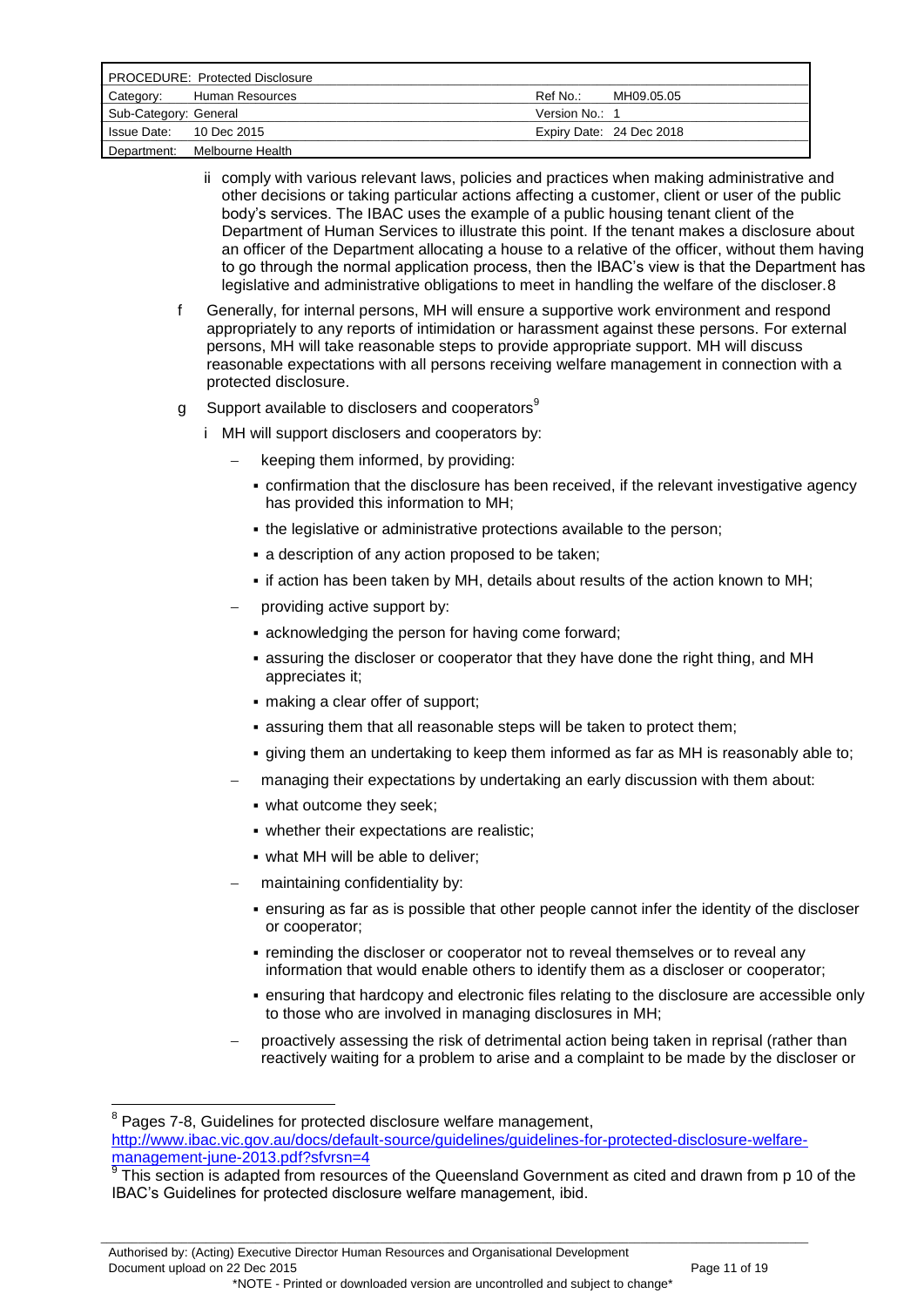ii comply with various relevant laws, policies and practices when making administrative and other decisions or taking particular actions affecting a customer, client or user of the public body's services. The IBAC uses the example of a public housing tenant client of the Department of Human Services to illustrate this point. If the tenant makes a disclosure about an officer of the Department allocating a house to a relative of the officer, without them having to go through the normal application process, then the IBAC's view is that the Department has legislative and administrative obligations to meet in handling the welfare of the discloser.8

f Generally, for internal persons, MH will ensure a supportive work environment and respond appropriately to any reports of intimidation or harassment against these persons. For external persons, MH will take reasonable steps to provide appropriate support. MH will discuss reasonable expectations with all persons receiving welfare management in connection with a protected disclosure.

g Support available to disclosers and cooperators[9]

i MH will support disclosers and cooperators by:

- keeping them informed, by providing:
  - confirmation that the disclosure has been received, if the relevant investigative agency has provided this information to MH;
  - the legislative or administrative protections available to the person;
  - a description of any action proposed to be taken;
  - if action has been taken by MH, details about results of the action known to MH;
- providing active support by:
  - acknowledging the person for having come forward;
  - assuring the discloser or cooperator that they have done the right thing, and MH appreciates it;
  - making a clear offer of support;
  - assuring them that all reasonable steps will be taken to protect them;
  - giving them an undertaking to keep them informed as far as MH is reasonably able to;
- managing their expectations by undertaking an early discussion with them about:
  - what outcome they seek;
  - whether their expectations are realistic;
  - what MH will be able to deliver;
- maintaining confidentiality by:
  - ensuring as far as is possible that other people cannot infer the identity of the discloser or cooperator;
  - reminding the discloser or cooperator not to reveal themselves or to reveal any information that would enable others to identify them as a discloser or cooperator;
  - ensuring that hardcopy and electronic files relating to the disclosure are accessible only to those who are involved in managing disclosures in MH;
- proactively assessing the risk of detrimental action being taken in reprisal (rather than reactively waiting for a problem to arise and a complaint to be made by the discloser or

---

[8] Pages 7-8, Guidelines for protected disclosure welfare management, http://www.ibac.vic.gov.au/docs/default-source/guidelines/guidelines-for-protected-disclosure-welfare-management-june-2013.pdf?sfvrsn=4

[9] This section is adapted from resources of the Queensland Government as cited and drawn from p 10 of the IBAC's Guidelines for protected disclosure welfare management, ibid.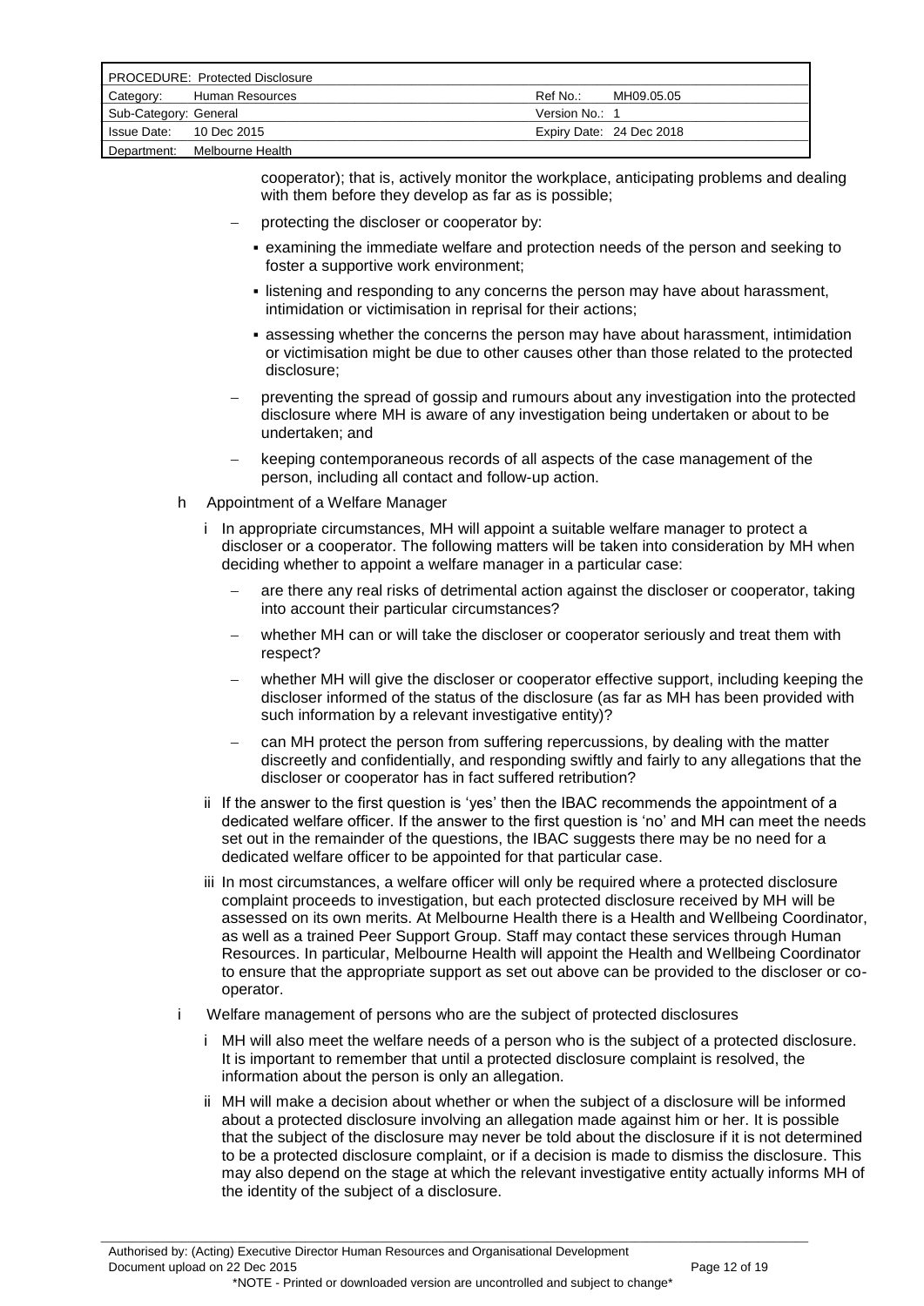cooperator); that is, actively monitor the workplace, anticipating problems and dealing with them before they develop as far as is possible;

- protecting the discloser or cooperator by:
  - examining the immediate welfare and protection needs of the person and seeking to foster a supportive work environment;
  - listening and responding to any concerns the person may have about harassment, intimidation or victimisation in reprisal for their actions;
  - assessing whether the concerns the person may have about harassment, intimidation or victimisation might be due to other causes other than those related to the protected disclosure;
- preventing the spread of gossip and rumours about any investigation into the protected disclosure where MH is aware of any investigation being undertaken or about to be undertaken; and
- keeping contemporaneous records of all aspects of the case management of the person, including all contact and follow-up action.

h Appointment of a Welfare Manager

i In appropriate circumstances, MH will appoint a suitable welfare manager to protect a discloser or a cooperator. The following matters will be taken into consideration by MH when deciding whether to appoint a welfare manager in a particular case:

- are there any real risks of detrimental action against the discloser or cooperator, taking into account their particular circumstances?
- whether MH can or will take the discloser or cooperator seriously and treat them with respect?
- whether MH will give the discloser or cooperator effective support, including keeping the discloser informed of the status of the disclosure (as far as MH has been provided with such information by a relevant investigative entity)?
- can MH protect the person from suffering repercussions, by dealing with the matter discreetly and confidentially, and responding swiftly and fairly to any allegations that the discloser or cooperator has in fact suffered retribution?

ii If the answer to the first question is 'yes' then the IBAC recommends the appointment of a dedicated welfare officer. If the answer to the first question is 'no' and MH can meet the needs set out in the remainder of the questions, the IBAC suggests there may be no need for a dedicated welfare officer to be appointed for that particular case.

iii In most circumstances, a welfare officer will only be required where a protected disclosure complaint proceeds to investigation, but each protected disclosure received by MH will be assessed on its own merits. At Melbourne Health there is a Health and Wellbeing Coordinator, as well as a trained Peer Support Group. Staff may contact these services through Human Resources. In particular, Melbourne Health will appoint the Health and Wellbeing Coordinator to ensure that the appropriate support as set out above can be provided to the discloser or co-operator.

i Welfare management of persons who are the subject of protected disclosures

i MH will also meet the welfare needs of a person who is the subject of a protected disclosure. It is important to remember that until a protected disclosure complaint is resolved, the information about the person is only an allegation.

ii MH will make a decision about whether or when the subject of a disclosure will be informed about a protected disclosure involving an allegation made against him or her. It is possible that the subject of the disclosure may never be told about the disclosure if it is not determined to be a protected disclosure complaint, or if a decision is made to dismiss the disclosure. This may also depend on the stage at which the relevant investigative entity actually informs MH of the identity of the subject of a disclosure.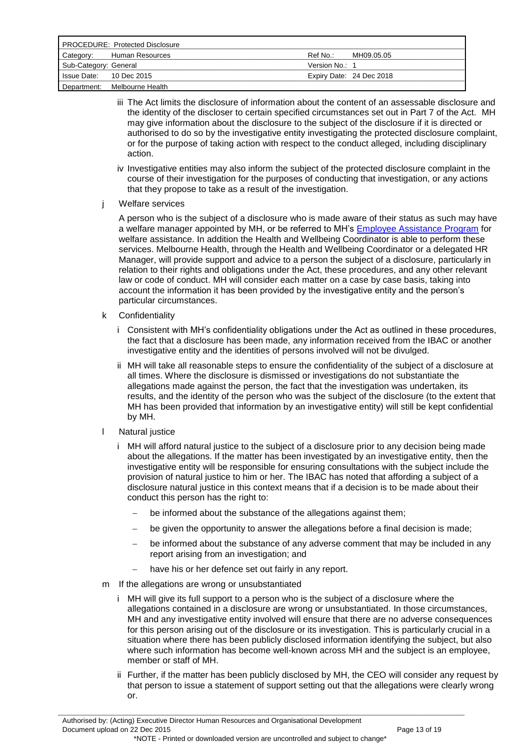iii The Act limits the disclosure of information about the content of an assessable disclosure and the identity of the discloser to certain specified circumstances set out in Part 7 of the Act. MH may give information about the disclosure to the subject of the disclosure if it is directed or authorised to do so by the investigative entity investigating the protected disclosure complaint, or for the purpose of taking action with respect to the conduct alleged, including disciplinary action.

iv Investigative entities may also inform the subject of the protected disclosure complaint in the course of their investigation for the purposes of conducting that investigation, or any actions that they propose to take as a result of the investigation.

j Welfare services

A person who is the subject of a disclosure who is made aware of their status as such may have a welfare manager appointed by MH, or be referred to MH's Employee Assistance Program for welfare assistance. In addition the Health and Wellbeing Coordinator is able to perform these services. Melbourne Health, through the Health and Wellbeing Coordinator or a delegated HR Manager, will provide support and advice to a person the subject of a disclosure, particularly in relation to their rights and obligations under the Act, these procedures, and any other relevant law or code of conduct. MH will consider each matter on a case by case basis, taking into account the information it has been provided by the investigative entity and the person's particular circumstances.

k Confidentiality

i Consistent with MH's confidentiality obligations under the Act as outlined in these procedures, the fact that a disclosure has been made, any information received from the IBAC or another investigative entity and the identities of persons involved will not be divulged.

ii MH will take all reasonable steps to ensure the confidentiality of the subject of a disclosure at all times. Where the disclosure is dismissed or investigations do not substantiate the allegations made against the person, the fact that the investigation was undertaken, its results, and the identity of the person who was the subject of the disclosure (to the extent that MH has been provided that information by an investigative entity) will still be kept confidential by MH.

l Natural justice

i MH will afford natural justice to the subject of a disclosure prior to any decision being made about the allegations. If the matter has been investigated by an investigative entity, then the investigative entity will be responsible for ensuring consultations with the subject include the provision of natural justice to him or her. The IBAC has noted that affording a subject of a disclosure natural justice in this context means that if a decision is to be made about their conduct this person has the right to:

- be informed about the substance of the allegations against them;
- be given the opportunity to answer the allegations before a final decision is made;
- be informed about the substance of any adverse comment that may be included in any report arising from an investigation; and
- have his or her defence set out fairly in any report.

m If the allegations are wrong or unsubstantiated

i MH will give its full support to a person who is the subject of a disclosure where the allegations contained in a disclosure are wrong or unsubstantiated. In those circumstances, MH and any investigative entity involved will ensure that there are no adverse consequences for this person arising out of the disclosure or its investigation. This is particularly crucial in a situation where there has been publicly disclosed information identifying the subject, but also where such information has become well-known across MH and the subject is an employee, member or staff of MH.

ii Further, if the matter has been publicly disclosed by MH, the CEO will consider any request by that person to issue a statement of support setting out that the allegations were clearly wrong or.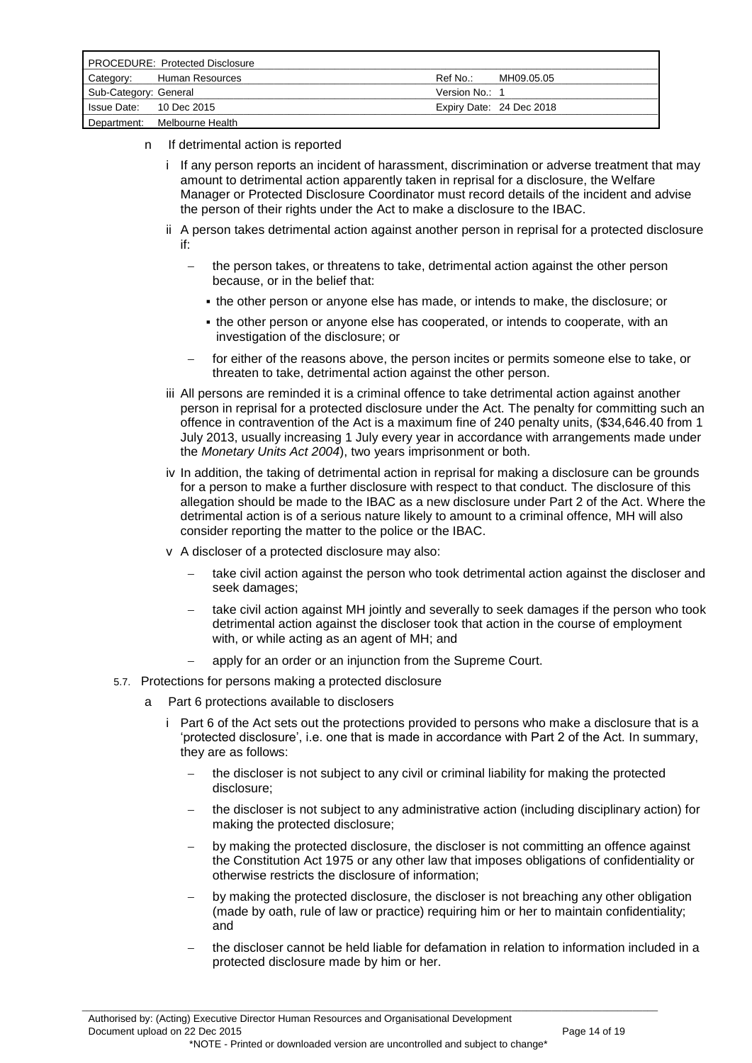n If detrimental action is reported

i If any person reports an incident of harassment, discrimination or adverse treatment that may amount to detrimental action apparently taken in reprisal for a disclosure, the Welfare Manager or Protected Disclosure Coordinator must record details of the incident and advise the person of their rights under the Act to make a disclosure to the IBAC.

ii A person takes detrimental action against another person in reprisal for a protected disclosure if:

- the person takes, or threatens to take, detrimental action against the other person because, or in the belief that:
  - the other person or anyone else has made, or intends to make, the disclosure; or
  - the other person or anyone else has cooperated, or intends to cooperate, with an investigation of the disclosure; or
- for either of the reasons above, the person incites or permits someone else to take, or threaten to take, detrimental action against the other person.

iii All persons are reminded it is a criminal offence to take detrimental action against another person in reprisal for a protected disclosure under the Act. The penalty for committing such an offence in contravention of the Act is a maximum fine of 240 penalty units, ($34,646.40 from 1 July 2013, usually increasing 1 July every year in accordance with arrangements made under the *Monetary Units Act 2004*), two years imprisonment or both.

iv In addition, the taking of detrimental action in reprisal for making a disclosure can be grounds for a person to make a further disclosure with respect to that conduct. The disclosure of this allegation should be made to the IBAC as a new disclosure under Part 2 of the Act. Where the detrimental action is of a serious nature likely to amount to a criminal offence, MH will also consider reporting the matter to the police or the IBAC.

v A discloser of a protected disclosure may also:

- take civil action against the person who took detrimental action against the discloser and seek damages;
- take civil action against MH jointly and severally to seek damages if the person who took detrimental action against the discloser took that action in the course of employment with, or while acting as an agent of MH; and
- apply for an order or an injunction from the Supreme Court.

5.7. Protections for persons making a protected disclosure

a Part 6 protections available to disclosers

i Part 6 of the Act sets out the protections provided to persons who make a disclosure that is a 'protected disclosure', i.e. one that is made in accordance with Part 2 of the Act. In summary, they are as follows:

- the discloser is not subject to any civil or criminal liability for making the protected disclosure;
- the discloser is not subject to any administrative action (including disciplinary action) for making the protected disclosure;
- by making the protected disclosure, the discloser is not committing an offence against the Constitution Act 1975 or any other law that imposes obligations of confidentiality or otherwise restricts the disclosure of information;
- by making the protected disclosure, the discloser is not breaching any other obligation (made by oath, rule of law or practice) requiring him or her to maintain confidentiality; and
- the discloser cannot be held liable for defamation in relation to information included in a protected disclosure made by him or her.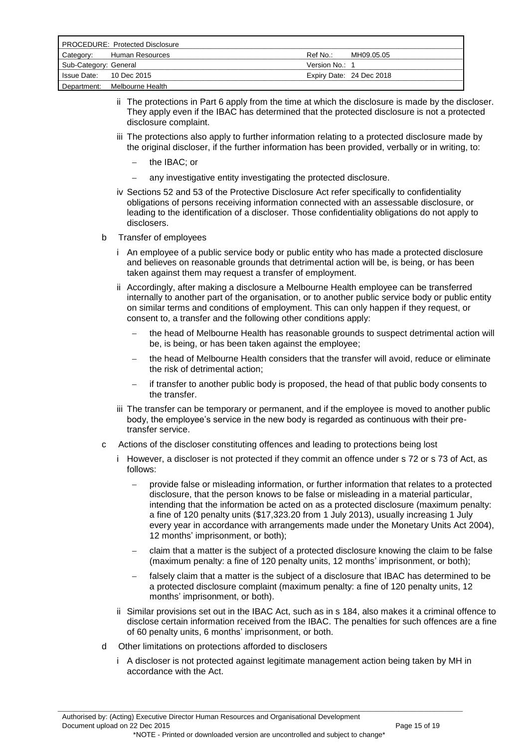ii The protections in Part 6 apply from the time at which the disclosure is made by the discloser. They apply even if the IBAC has determined that the protected disclosure is not a protected disclosure complaint.

iii The protections also apply to further information relating to a protected disclosure made by the original discloser, if the further information has been provided, verbally or in writing, to:

- the IBAC; or
- any investigative entity investigating the protected disclosure.

iv Sections 52 and 53 of the Protective Disclosure Act refer specifically to confidentiality obligations of persons receiving information connected with an assessable disclosure, or leading to the identification of a discloser. Those confidentiality obligations do not apply to disclosers.

b Transfer of employees

i An employee of a public service body or public entity who has made a protected disclosure and believes on reasonable grounds that detrimental action will be, is being, or has been taken against them may request a transfer of employment.

ii Accordingly, after making a disclosure a Melbourne Health employee can be transferred internally to another part of the organisation, or to another public service body or public entity on similar terms and conditions of employment. This can only happen if they request, or consent to, a transfer and the following other conditions apply:

- the head of Melbourne Health has reasonable grounds to suspect detrimental action will be, is being, or has been taken against the employee;
- the head of Melbourne Health considers that the transfer will avoid, reduce or eliminate the risk of detrimental action;
- if transfer to another public body is proposed, the head of that public body consents to the transfer.

iii The transfer can be temporary or permanent, and if the employee is moved to another public body, the employee's service in the new body is regarded as continuous with their pre-transfer service.

c Actions of the discloser constituting offences and leading to protections being lost

i However, a discloser is not protected if they commit an offence under s 72 or s 73 of Act, as follows:

- provide false or misleading information, or further information that relates to a protected disclosure, that the person knows to be false or misleading in a material particular, intending that the information be acted on as a protected disclosure (maximum penalty: a fine of 120 penalty units ($17,323.20 from 1 July 2013), usually increasing 1 July every year in accordance with arrangements made under the Monetary Units Act 2004), 12 months' imprisonment, or both);
- claim that a matter is the subject of a protected disclosure knowing the claim to be false (maximum penalty: a fine of 120 penalty units, 12 months' imprisonment, or both);
- falsely claim that a matter is the subject of a disclosure that IBAC has determined to be a protected disclosure complaint (maximum penalty: a fine of 120 penalty units, 12 months' imprisonment, or both).

ii Similar provisions set out in the IBAC Act, such as in s 184, also makes it a criminal offence to disclose certain information received from the IBAC. The penalties for such offences are a fine of 60 penalty units, 6 months' imprisonment, or both.

d Other limitations on protections afforded to disclosers

i A discloser is not protected against legitimate management action being taken by MH in accordance with the Act.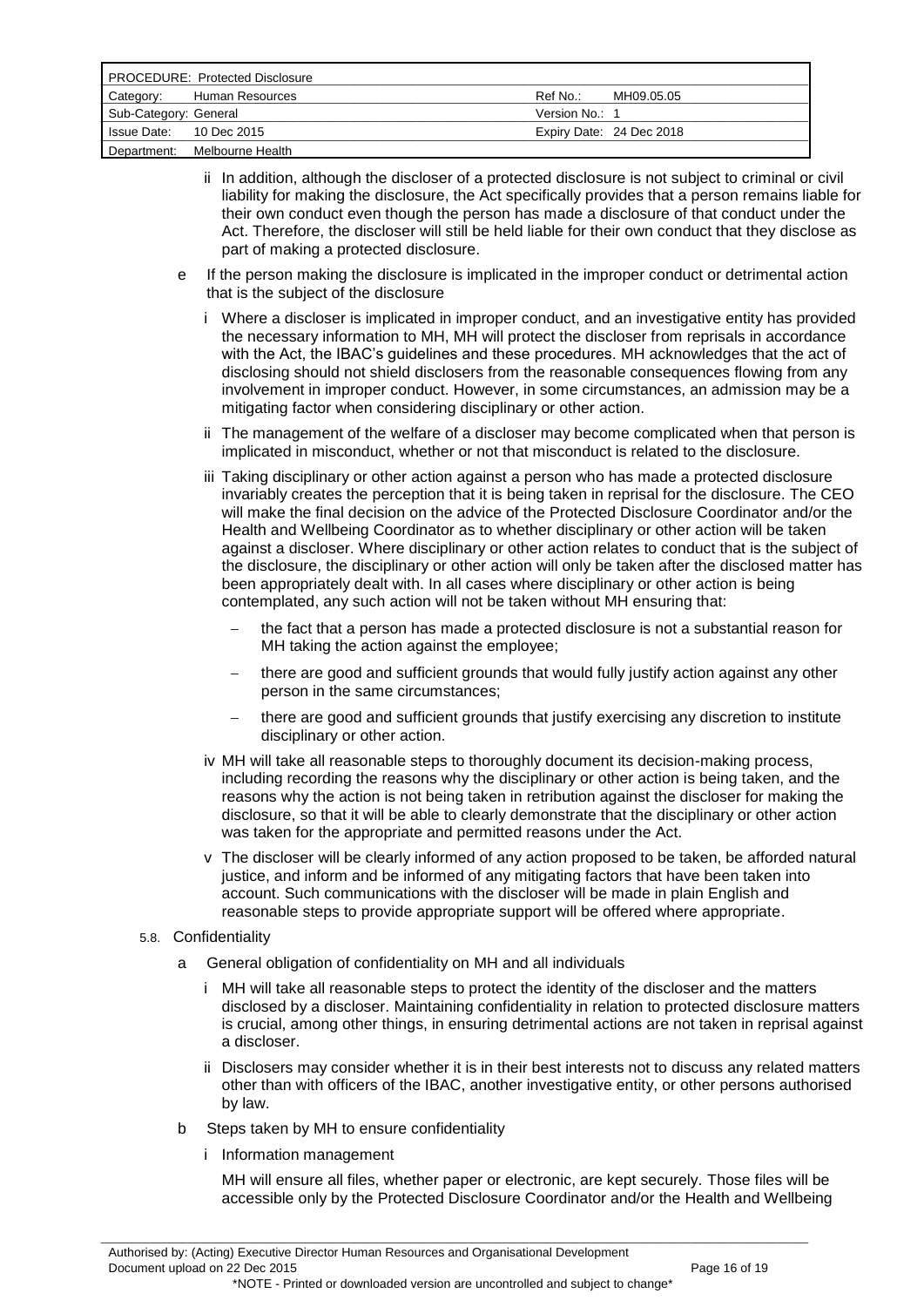ii In addition, although the discloser of a protected disclosure is not subject to criminal or civil liability for making the disclosure, the Act specifically provides that a person remains liable for their own conduct even though the person has made a disclosure of that conduct under the Act. Therefore, the discloser will still be held liable for their own conduct that they disclose as part of making a protected disclosure.

e If the person making the disclosure is implicated in the improper conduct or detrimental action that is the subject of the disclosure

i Where a discloser is implicated in improper conduct, and an investigative entity has provided the necessary information to MH, MH will protect the discloser from reprisals in accordance with the Act, the IBAC's guidelines and these procedures. MH acknowledges that the act of disclosing should not shield disclosers from the reasonable consequences flowing from any involvement in improper conduct. However, in some circumstances, an admission may be a mitigating factor when considering disciplinary or other action.

ii The management of the welfare of a discloser may become complicated when that person is implicated in misconduct, whether or not that misconduct is related to the disclosure.

iii Taking disciplinary or other action against a person who has made a protected disclosure invariably creates the perception that it is being taken in reprisal for the disclosure. The CEO will make the final decision on the advice of the Protected Disclosure Coordinator and/or the Health and Wellbeing Coordinator as to whether disciplinary or other action will be taken against a discloser. Where disciplinary or other action relates to conduct that is the subject of the disclosure, the disciplinary or other action will only be taken after the disclosed matter has been appropriately dealt with. In all cases where disciplinary or other action is being contemplated, any such action will not be taken without MH ensuring that:

- the fact that a person has made a protected disclosure is not a substantial reason for MH taking the action against the employee;
- there are good and sufficient grounds that would fully justify action against any other person in the same circumstances;
- there are good and sufficient grounds that justify exercising any discretion to institute disciplinary or other action.

iv MH will take all reasonable steps to thoroughly document its decision-making process, including recording the reasons why the disciplinary or other action is being taken, and the reasons why the action is not being taken in retribution against the discloser for making the disclosure, so that it will be able to clearly demonstrate that the disciplinary or other action was taken for the appropriate and permitted reasons under the Act.

v The discloser will be clearly informed of any action proposed to be taken, be afforded natural justice, and inform and be informed of any mitigating factors that have been taken into account. Such communications with the discloser will be made in plain English and reasonable steps to provide appropriate support will be offered where appropriate.

5.8. Confidentiality

a General obligation of confidentiality on MH and all individuals

i MH will take all reasonable steps to protect the identity of the discloser and the matters disclosed by a discloser. Maintaining confidentiality in relation to protected disclosure matters is crucial, among other things, in ensuring detrimental actions are not taken in reprisal against a discloser.

ii Disclosers may consider whether it is in their best interests not to discuss any related matters other than with officers of the IBAC, another investigative entity, or other persons authorised by law.

b Steps taken by MH to ensure confidentiality

i Information management

MH will ensure all files, whether paper or electronic, are kept securely. Those files will be accessible only by the Protected Disclosure Coordinator and/or the Health and Wellbeing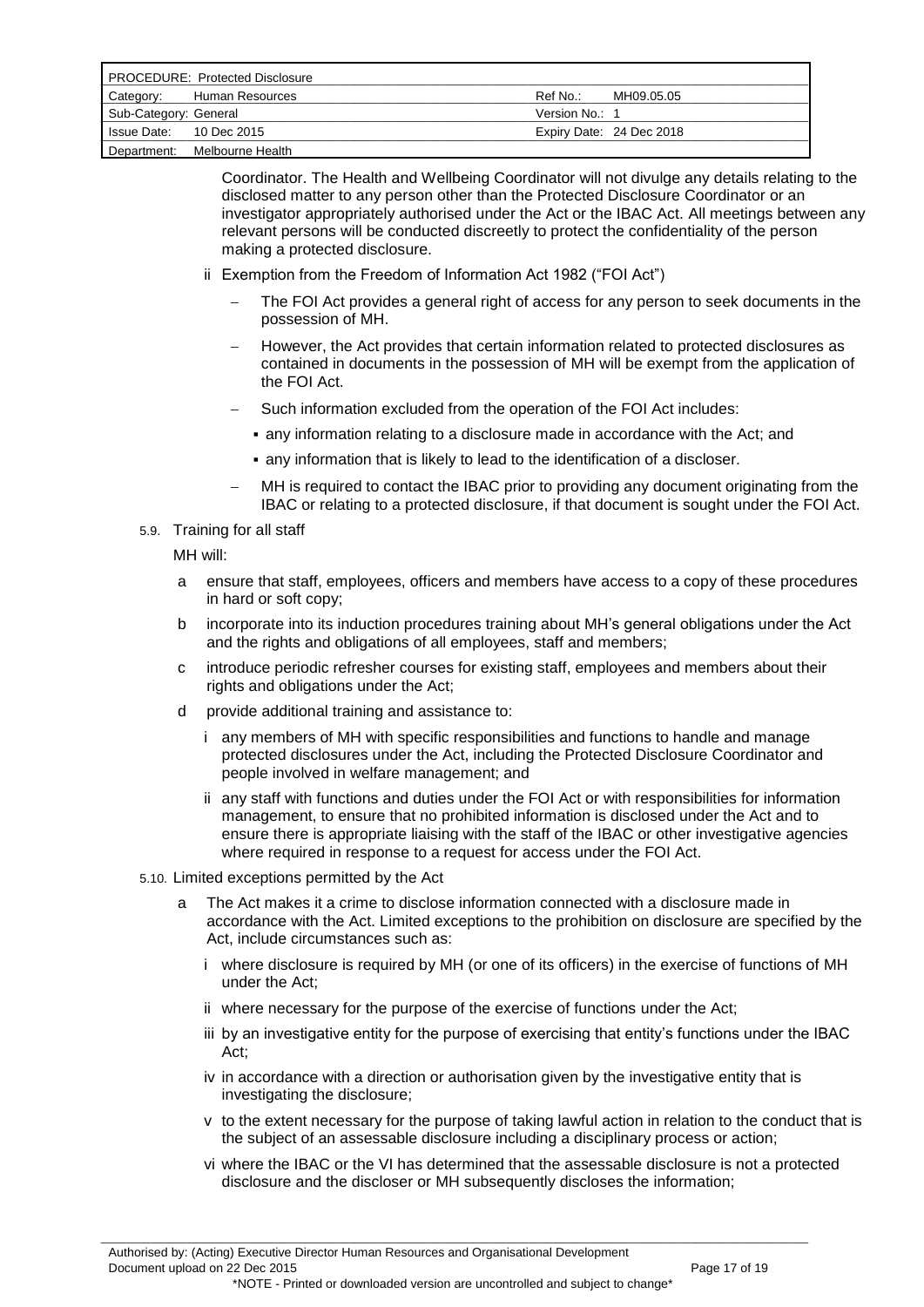Coordinator. The Health and Wellbeing Coordinator will not divulge any details relating to the disclosed matter to any person other than the Protected Disclosure Coordinator or an investigator appropriately authorised under the Act or the IBAC Act. All meetings between any relevant persons will be conducted discreetly to protect the confidentiality of the person making a protected disclosure.

ii Exemption from the Freedom of Information Act 1982 ("FOI Act")

- The FOI Act provides a general right of access for any person to seek documents in the possession of MH.
- However, the Act provides that certain information related to protected disclosures as contained in documents in the possession of MH will be exempt from the application of the FOI Act.
- Such information excluded from the operation of the FOI Act includes:
  - any information relating to a disclosure made in accordance with the Act; and
  - any information that is likely to lead to the identification of a discloser.
- MH is required to contact the IBAC prior to providing any document originating from the IBAC or relating to a protected disclosure, if that document is sought under the FOI Act.

5.9. Training for all staff

MH will:

a ensure that staff, employees, officers and members have access to a copy of these procedures in hard or soft copy;

b incorporate into its induction procedures training about MH's general obligations under the Act and the rights and obligations of all employees, staff and members;

c introduce periodic refresher courses for existing staff, employees and members about their rights and obligations under the Act;

d provide additional training and assistance to:

i any members of MH with specific responsibilities and functions to handle and manage protected disclosures under the Act, including the Protected Disclosure Coordinator and people involved in welfare management; and

ii any staff with functions and duties under the FOI Act or with responsibilities for information management, to ensure that no prohibited information is disclosed under the Act and to ensure there is appropriate liaising with the staff of the IBAC or other investigative agencies where required in response to a request for access under the FOI Act.

5.10. Limited exceptions permitted by the Act

a The Act makes it a crime to disclose information connected with a disclosure made in accordance with the Act. Limited exceptions to the prohibition on disclosure are specified by the Act, include circumstances such as:

i where disclosure is required by MH (or one of its officers) in the exercise of functions of MH under the Act;

ii where necessary for the purpose of the exercise of functions under the Act;

iii by an investigative entity for the purpose of exercising that entity's functions under the IBAC Act;

iv in accordance with a direction or authorisation given by the investigative entity that is investigating the disclosure;

v to the extent necessary for the purpose of taking lawful action in relation to the conduct that is the subject of an assessable disclosure including a disciplinary process or action;

vi where the IBAC or the VI has determined that the assessable disclosure is not a protected disclosure and the discloser or MH subsequently discloses the information;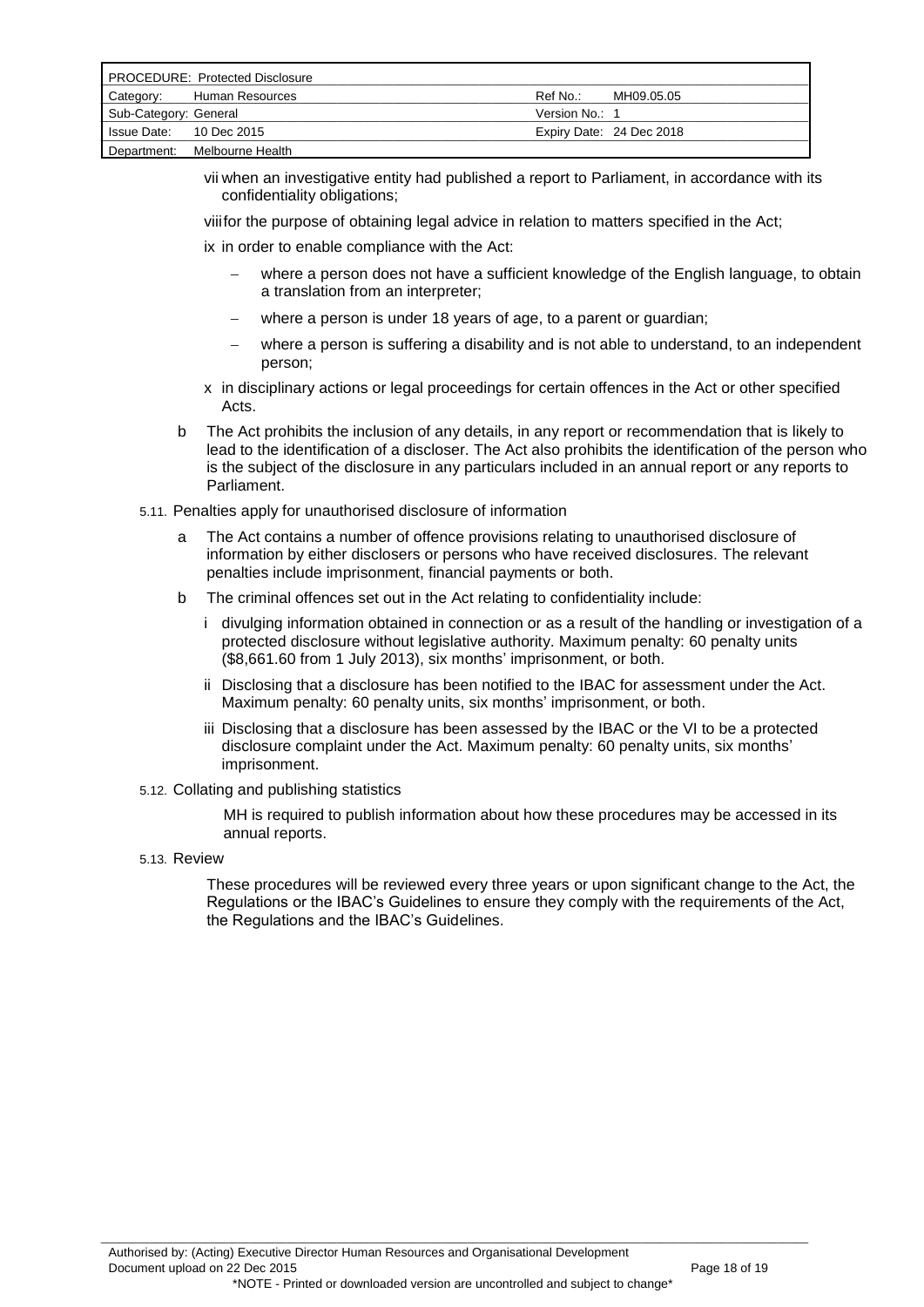vii when an investigative entity had published a report to Parliament, in accordance with its confidentiality obligations;

viii for the purpose of obtaining legal advice in relation to matters specified in the Act;

ix in order to enable compliance with the Act:

- where a person does not have a sufficient knowledge of the English language, to obtain a translation from an interpreter;
- where a person is under 18 years of age, to a parent or guardian;
- where a person is suffering a disability and is not able to understand, to an independent person;

x in disciplinary actions or legal proceedings for certain offences in the Act or other specified Acts.

b The Act prohibits the inclusion of any details, in any report or recommendation that is likely to lead to the identification of a discloser. The Act also prohibits the identification of the person who is the subject of the disclosure in any particulars included in an annual report or any reports to Parliament.

5.11. Penalties apply for unauthorised disclosure of information

a The Act contains a number of offence provisions relating to unauthorised disclosure of information by either disclosers or persons who have received disclosures. The relevant penalties include imprisonment, financial payments or both.

b The criminal offences set out in the Act relating to confidentiality include:

i divulging information obtained in connection or as a result of the handling or investigation of a protected disclosure without legislative authority. Maximum penalty: 60 penalty units ($8,661.60 from 1 July 2013), six months' imprisonment, or both.

ii Disclosing that a disclosure has been notified to the IBAC for assessment under the Act. Maximum penalty: 60 penalty units, six months' imprisonment, or both.

iii Disclosing that a disclosure has been assessed by the IBAC or the VI to be a protected disclosure complaint under the Act. Maximum penalty: 60 penalty units, six months' imprisonment.

5.12. Collating and publishing statistics

MH is required to publish information about how these procedures may be accessed in its annual reports.

5.13. Review

These procedures will be reviewed every three years or upon significant change to the Act, the Regulations or the IBAC's Guidelines to ensure they comply with the requirements of the Act, the Regulations and the IBAC's Guidelines.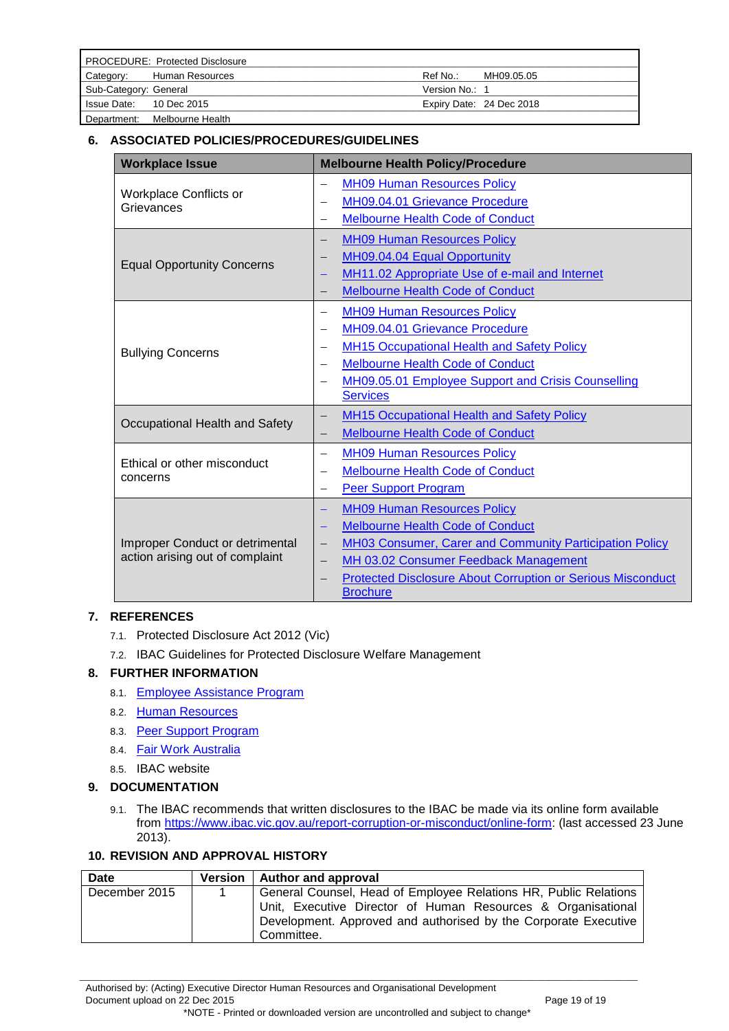## 6. ASSOCIATED POLICIES/PROCEDURES/GUIDELINES

| Workplace Issue | Melbourne Health Policy/Procedure |
|---|---|
| Workplace Conflicts or Grievances | – MH09 Human Resources Policy<br>– MH09.04.01 Grievance Procedure<br>– Melbourne Health Code of Conduct |
| Equal Opportunity Concerns | – MH09 Human Resources Policy<br>– MH09.04.04 Equal Opportunity<br>– MH11.02 Appropriate Use of e-mail and Internet<br>– Melbourne Health Code of Conduct |
| Bullying Concerns | – MH09 Human Resources Policy<br>– MH09.04.01 Grievance Procedure<br>– MH15 Occupational Health and Safety Policy<br>– Melbourne Health Code of Conduct<br>– MH09.05.01 Employee Support and Crisis Counselling Services |
| Occupational Health and Safety | – MH15 Occupational Health and Safety Policy<br>– Melbourne Health Code of Conduct |
| Ethical or other misconduct concerns | – MH09 Human Resources Policy<br>– Melbourne Health Code of Conduct<br>– Peer Support Program |
| Improper Conduct or detrimental action arising out of complaint | – MH09 Human Resources Policy<br>– Melbourne Health Code of Conduct<br>– MH03 Consumer, Carer and Community Participation Policy<br>– MH 03.02 Consumer Feedback Management<br>– Protected Disclosure About Corruption or Serious Misconduct Brochure |

## 7. REFERENCES

7.1. Protected Disclosure Act 2012 (Vic)

7.2. IBAC Guidelines for Protected Disclosure Welfare Management

## 8. FURTHER INFORMATION

8.1. Employee Assistance Program

8.2. Human Resources

8.3. Peer Support Program

8.4. Fair Work Australia

8.5. IBAC website

## 9. DOCUMENTATION

9.1. The IBAC recommends that written disclosures to the IBAC be made via its online form available from https://www.ibac.vic.gov.au/report-corruption-or-misconduct/online-form: (last accessed 23 June 2013).

## 10. REVISION AND APPROVAL HISTORY

| Date | Version | Author and approval |
|---|---|---|
| December 2015 | 1 | General Counsel, Head of Employee Relations HR, Public Relations Unit, Executive Director of Human Resources & Organisational Development. Approved and authorised by the Corporate Executive Committee. |